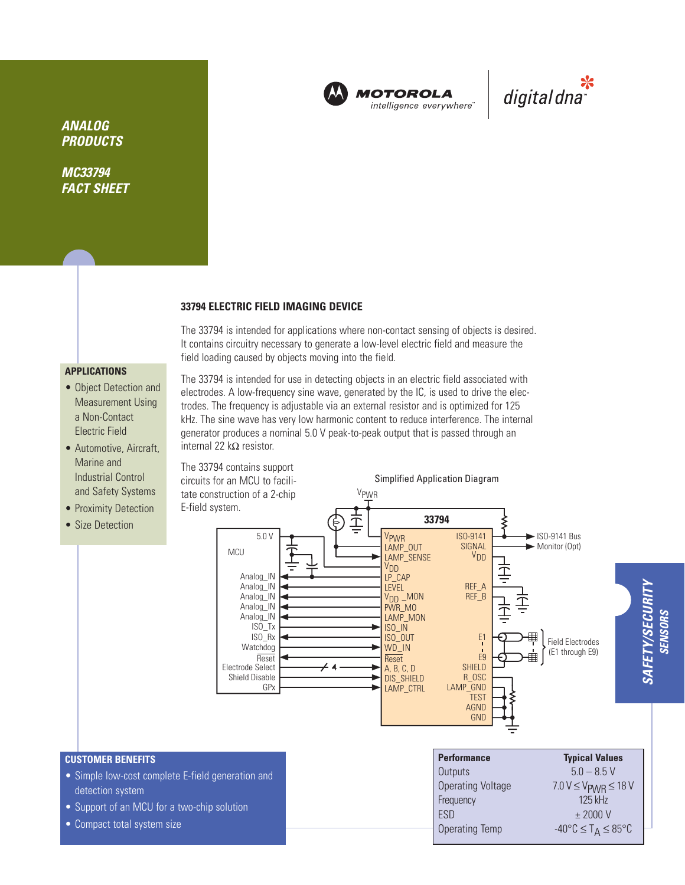ANALOG PRODUCTS

MC33794 FACT SHEET

MOTOROLA intelligence everywhere™ | digital dna™

## 33794 ELECTRIC FIELD IMAGING DEVICE

The 33794 is intended for applications where non-contact sensing of objects is desired. It contains circuitry necessary to generate a low-level electric field and measure the field loading caused by objects moving into the field.

The 33794 is intended for use in detecting objects in an electric field associated with electrodes. A low-frequency sine wave, generated by the IC, is used to drive the electrodes. The frequency is adjustable via an external resistor and is optimized for 125 kHz. The sine wave has very low harmonic content to reduce interference. The internal generator produces a nominal 5.0 V peak-to-peak output that is passed through an internal 22 kΩ resistor.

The 33794 contains support circuits for an MCU to facilitate construction of a 2-chip E-field system.

### APPLICATIONS

- Object Detection and Measurement Using a Non-Contact Electric Field
- Automotive, Aircraft, Marine and Industrial Control and Safety Systems
- Proximity Detection
- Size Detection

Simplified Application Diagram

### CUSTOMER BENEFITS

- Simple low-cost complete E-field generation and detection system
- Support of an MCU for a two-chip solution
- Compact total system size

| Performance | Typical Values |
|---|---|
| Outputs | 5.0 – 8.5 V |
| Operating Voltage | $7.0\text{ V} \leq V_{PWR} \leq 18\text{ V}$ |
| Frequency | 125 kHz |
| ESD | ± 2000 V |
| Operating Temp | $-40°C \leq T_A \leq 85°C$ |

SAFETY/SECURITY SENSORS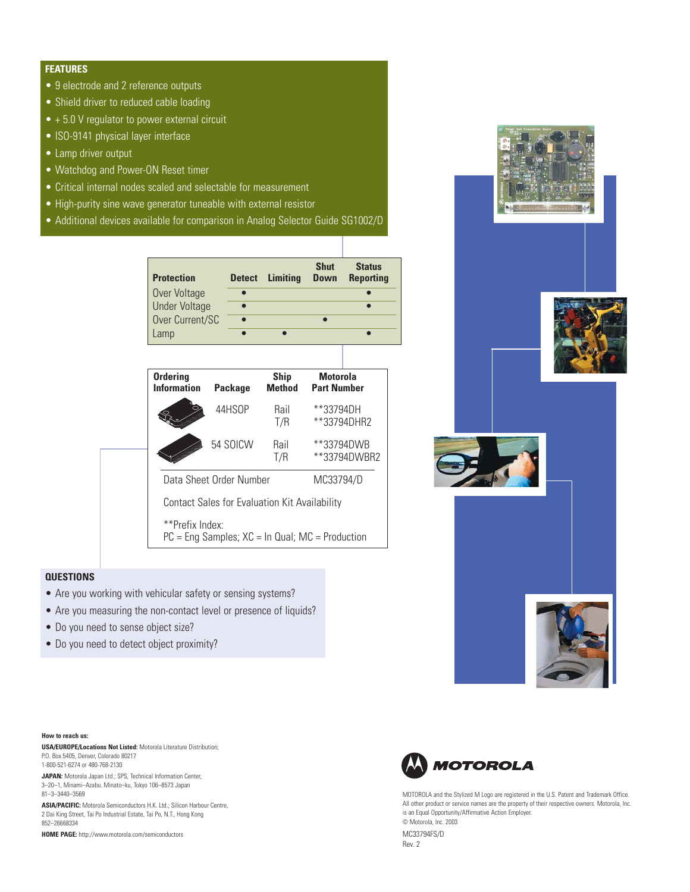## FEATURES

- 9 electrode and 2 reference outputs
- Shield driver to reduced cable loading
- + 5.0 V regulator to power external circuit
- ISO-9141 physical layer interface
- Lamp driver output
- Watchdog and Power-ON Reset timer
- Critical internal nodes scaled and selectable for measurement
- High-purity sine wave generator tuneable with external resistor
- Additional devices available for comparison in Analog Selector Guide SG1002/D

| Protection | Detect | Limiting | Shut Down | Status Reporting |
|---|---|---|---|---|
| Over Voltage | • | | | • |
| Under Voltage | • | | | • |
| Over Current/SC | • | | • | |
| Lamp | • | • | | • |

| Ordering Information | Package | Ship Method | Motorola Part Number |
|---|---|---|---|
| | 44HSOP | Rail<br>T/R | **33794DH<br>**33794DHR2 |
| | 54 SOICW | Rail<br>T/R | **33794DWB<br>**33794DWBR2 |
| Data Sheet Order Number | | | MC33794/D |

Contact Sales for Evaluation Kit Availability

**Prefix Index:
PC = Eng Samples; XC = In Qual; MC = Production

## QUESTIONS

- Are you working with vehicular safety or sensing systems?
- Are you measuring the non-contact level or presence of liquids?
- Do you need to sense object size?
- Do you need to detect object proximity?

**How to reach us:**

**USA/EUROPE/Locations Not Listed:** Motorola Literature Distribution;
P.O. Box 5405, Denver, Colorado 80217
1-800-521-6274 or 480-768-2130

**JAPAN:** Motorola Japan Ltd.; SPS, Technical Information Center,
3–20–1, Minami–Azabu. Minato–ku, Tokyo 106–8573 Japan
81–3–3440–3569

**ASIA/PACIFIC:** Motorola Semiconductors H.K. Ltd.; Silicon Harbour Centre,
2 Dai King Street, Tai Po Industrial Estate, Tai Po, N.T., Hong Kong
852–26668334

**HOME PAGE:** http://www.motorola.com/semiconductors

MOTOROLA

MOTOROLA and the Stylized M Logo are registered in the U.S. Patent and Trademark Office.
All other product or service names are the property of their respective owners. Motorola, Inc.
is an Equal Opportunity/Affirmative Action Employer.
© Motorola, Inc. 2003

MC33794FS/D
Rev. 2